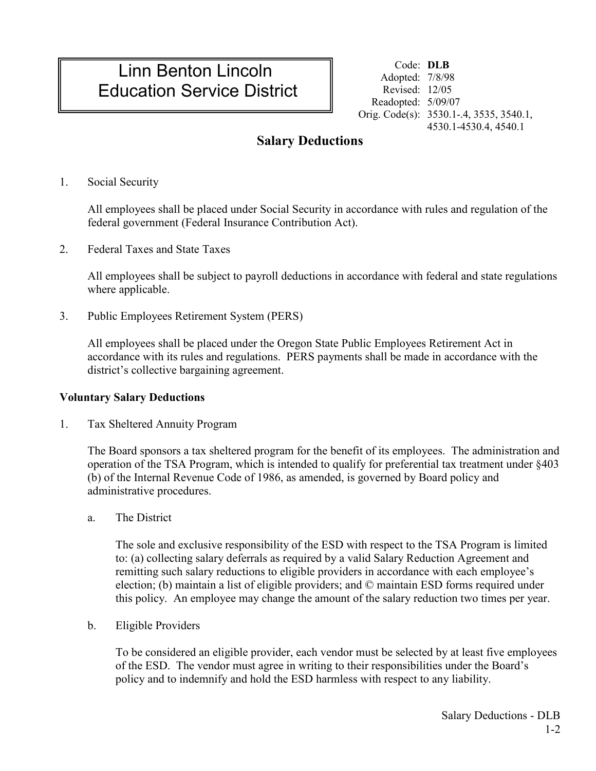# Linn Benton Lincoln Education Service District

Code: **DLB**
Adopted: 7/8/98
Revised: 12/05
Readopted: 5/09/07
Orig. Code(s): 3530.1-.4, 3535, 3540.1, 4530.1-4530.4, 4540.1

## Salary Deductions

1. Social Security

   All employees shall be placed under Social Security in accordance with rules and regulation of the federal government (Federal Insurance Contribution Act).

2. Federal Taxes and State Taxes

   All employees shall be subject to payroll deductions in accordance with federal and state regulations where applicable.

3. Public Employees Retirement System (PERS)

   All employees shall be placed under the Oregon State Public Employees Retirement Act in accordance with its rules and regulations. PERS payments shall be made in accordance with the district's collective bargaining agreement.

**Voluntary Salary Deductions**

1. Tax Sheltered Annuity Program

   The Board sponsors a tax sheltered program for the benefit of its employees. The administration and operation of the TSA Program, which is intended to qualify for preferential tax treatment under §403 (b) of the Internal Revenue Code of 1986, as amended, is governed by Board policy and administrative procedures.

   a. The District

      The sole and exclusive responsibility of the ESD with respect to the TSA Program is limited to: (a) collecting salary deferrals as required by a valid Salary Reduction Agreement and remitting such salary reductions to eligible providers in accordance with each employee's election; (b) maintain a list of eligible providers; and © maintain ESD forms required under this policy. An employee may change the amount of the salary reduction two times per year.

   b. Eligible Providers

      To be considered an eligible provider, each vendor must be selected by at least five employees of the ESD. The vendor must agree in writing to their responsibilities under the Board's policy and to indemnify and hold the ESD harmless with respect to any liability.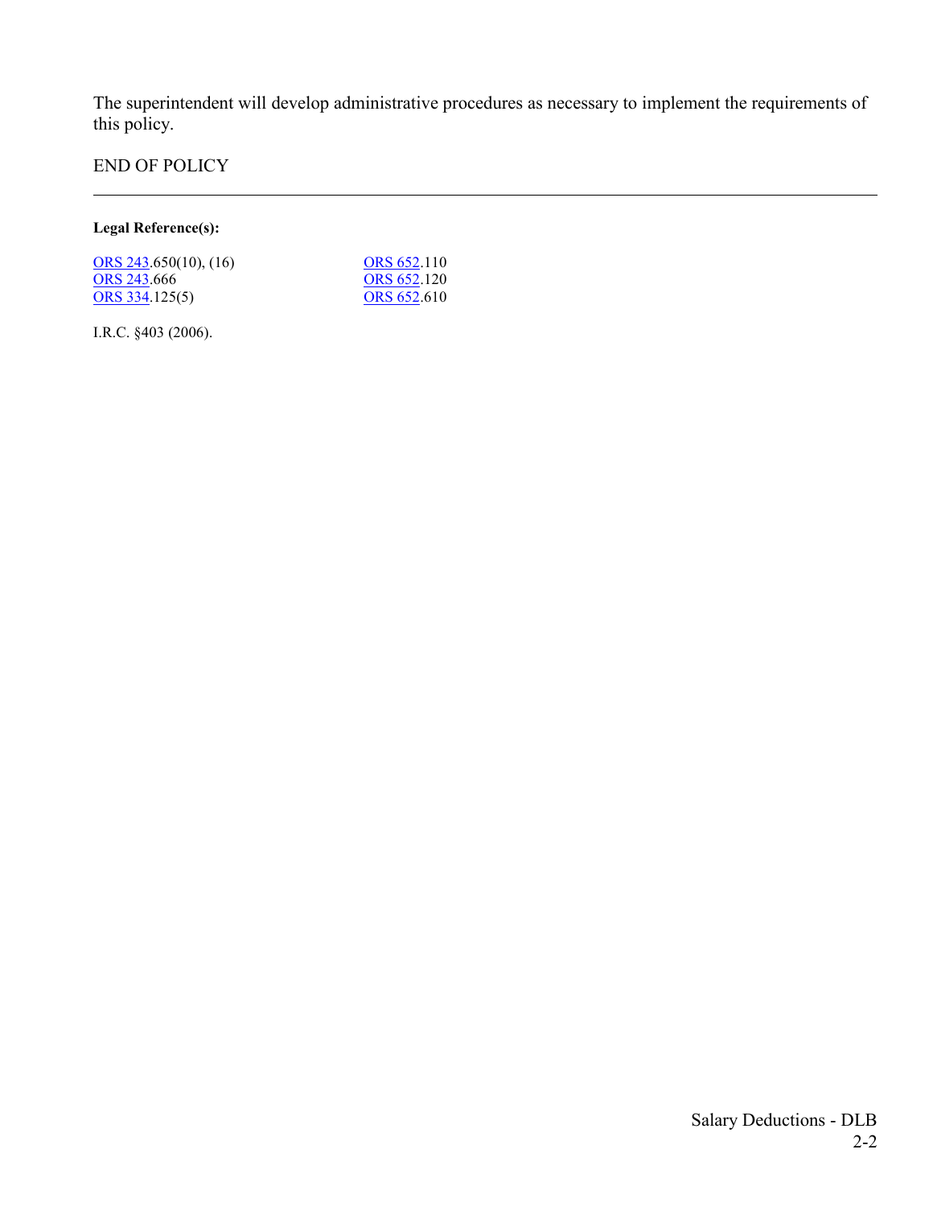The superintendent will develop administrative procedures as necessary to implement the requirements of this policy.

END OF POLICY

---

**Legal Reference(s):**

| | |
|---|---|
| ORS 243.650(10), (16) | ORS 652.110 |
| ORS 243.666 | ORS 652.120 |
| ORS 334.125(5) | ORS 652.610 |

I.R.C. §403 (2006).